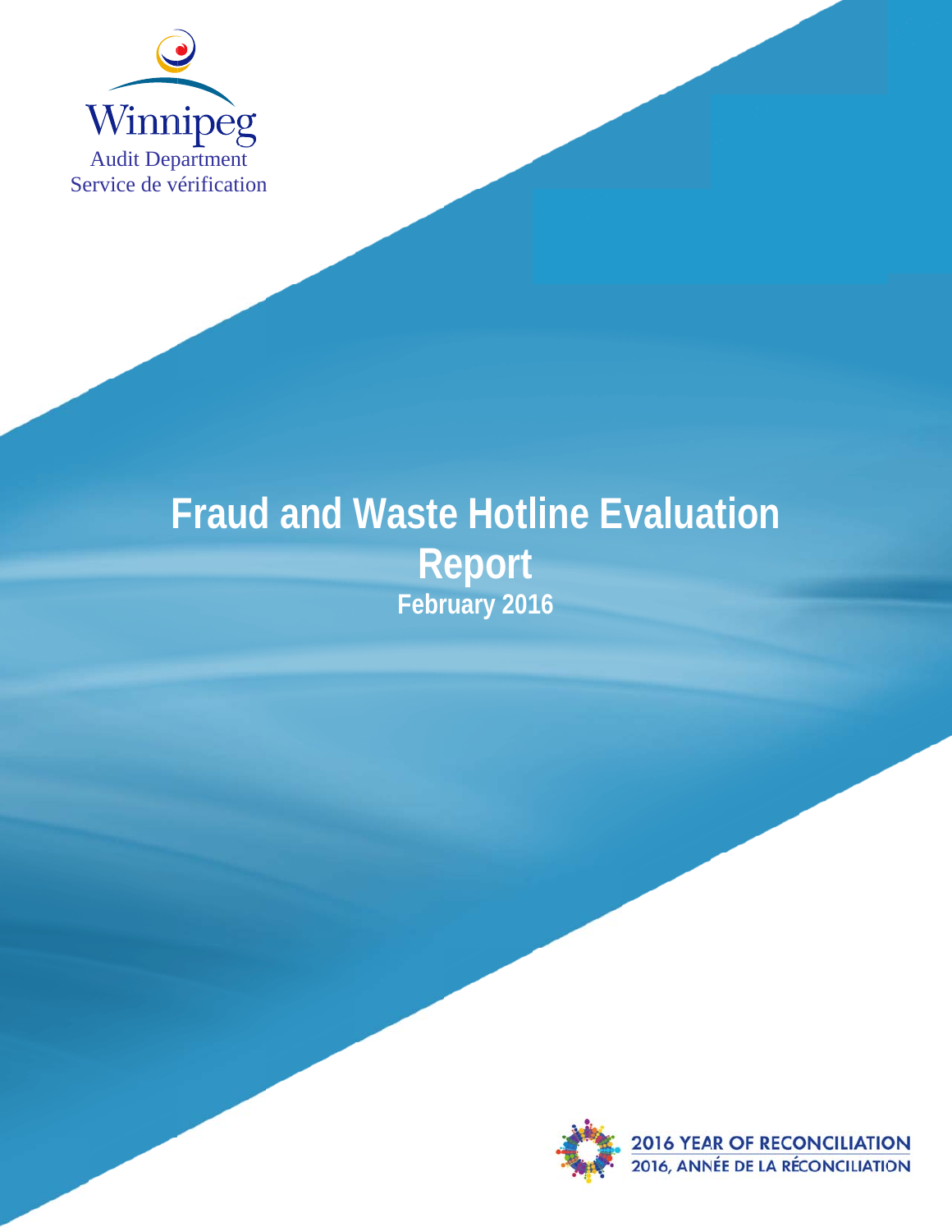Winnipeg
Audit Department
Service de vérification

# Fraud and Waste Hotline Evaluation Report

**February 2016**

2016 YEAR OF RECONCILIATION
2016, ANNÉE DE LA RÉCONCILIATION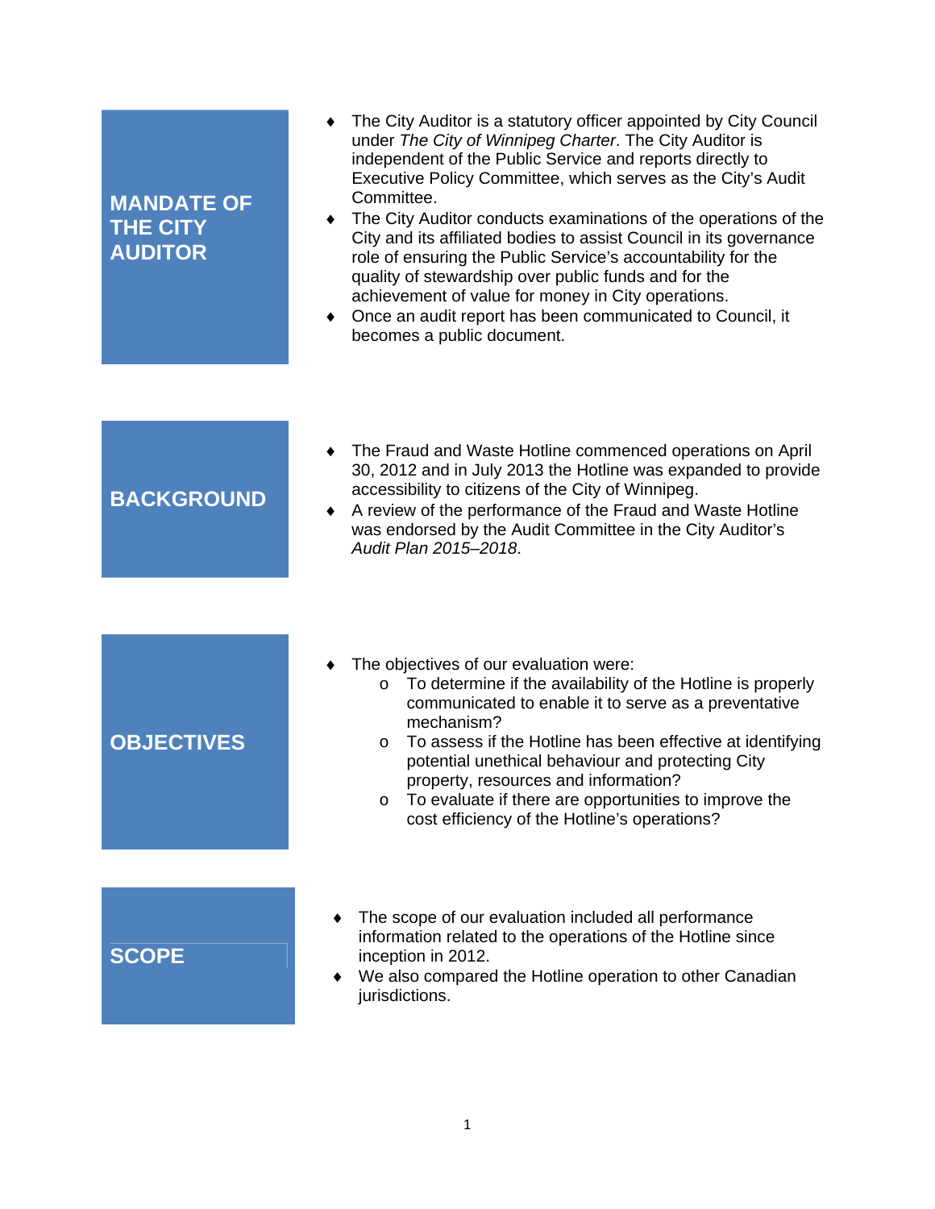## MANDATE OF THE CITY AUDITOR

- The City Auditor is a statutory officer appointed by City Council under *The City of Winnipeg Charter*. The City Auditor is independent of the Public Service and reports directly to Executive Policy Committee, which serves as the City's Audit Committee.
- The City Auditor conducts examinations of the operations of the City and its affiliated bodies to assist Council in its governance role of ensuring the Public Service's accountability for the quality of stewardship over public funds and for the achievement of value for money in City operations.
- Once an audit report has been communicated to Council, it becomes a public document.

## BACKGROUND

- The Fraud and Waste Hotline commenced operations on April 30, 2012 and in July 2013 the Hotline was expanded to provide accessibility to citizens of the City of Winnipeg.
- A review of the performance of the Fraud and Waste Hotline was endorsed by the Audit Committee in the City Auditor's *Audit Plan 2015–2018*.

## OBJECTIVES

- The objectives of our evaluation were:
  - To determine if the availability of the Hotline is properly communicated to enable it to serve as a preventative mechanism?
  - To assess if the Hotline has been effective at identifying potential unethical behaviour and protecting City property, resources and information?
  - To evaluate if there are opportunities to improve the cost efficiency of the Hotline's operations?

## SCOPE

- The scope of our evaluation included all performance information related to the operations of the Hotline since inception in 2012.
- We also compared the Hotline operation to other Canadian jurisdictions.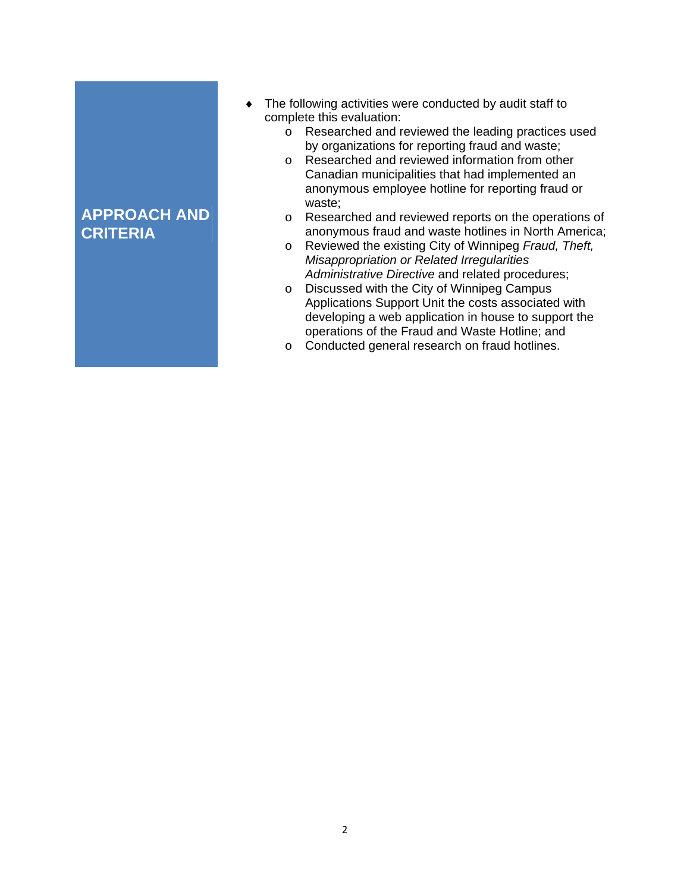## APPROACH AND CRITERIA

- The following activities were conducted by audit staff to complete this evaluation:
  - Researched and reviewed the leading practices used by organizations for reporting fraud and waste;
  - Researched and reviewed information from other Canadian municipalities that had implemented an anonymous employee hotline for reporting fraud or waste;
  - Researched and reviewed reports on the operations of anonymous fraud and waste hotlines in North America;
  - Reviewed the existing City of Winnipeg *Fraud, Theft, Misappropriation or Related Irregularities Administrative Directive* and related procedures;
  - Discussed with the City of Winnipeg Campus Applications Support Unit the costs associated with developing a web application in house to support the operations of the Fraud and Waste Hotline; and
  - Conducted general research on fraud hotlines.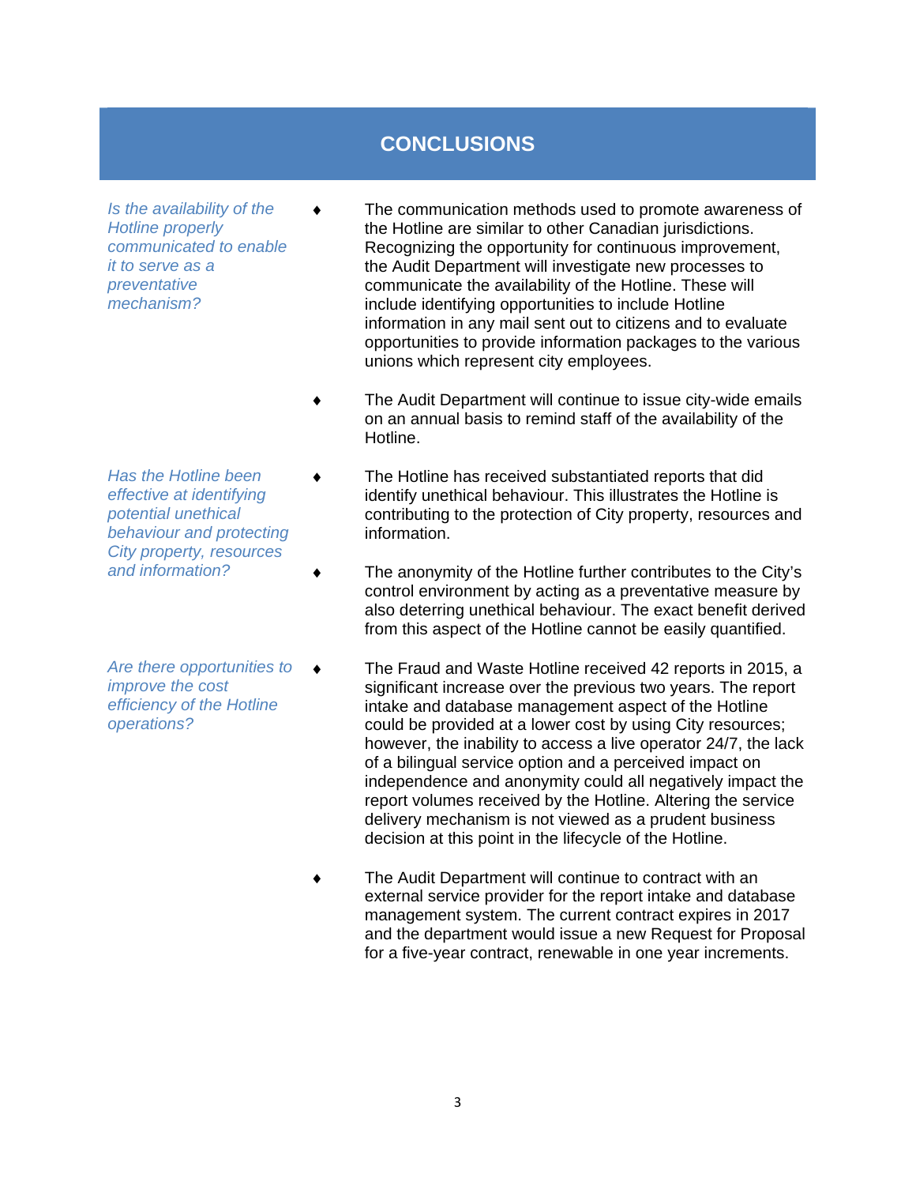## CONCLUSIONS

*Is the availability of the Hotline properly communicated to enable it to serve as a preventative mechanism?*

- The communication methods used to promote awareness of the Hotline are similar to other Canadian jurisdictions. Recognizing the opportunity for continuous improvement, the Audit Department will investigate new processes to communicate the availability of the Hotline. These will include identifying opportunities to include Hotline information in any mail sent out to citizens and to evaluate opportunities to provide information packages to the various unions which represent city employees.
- The Audit Department will continue to issue city-wide emails on an annual basis to remind staff of the availability of the Hotline.

*Has the Hotline been effective at identifying potential unethical behaviour and protecting City property, resources and information?*

- The Hotline has received substantiated reports that did identify unethical behaviour. This illustrates the Hotline is contributing to the protection of City property, resources and information.
- The anonymity of the Hotline further contributes to the City's control environment by acting as a preventative measure by also deterring unethical behaviour. The exact benefit derived from this aspect of the Hotline cannot be easily quantified.

*Are there opportunities to improve the cost efficiency of the Hotline operations?*

- The Fraud and Waste Hotline received 42 reports in 2015, a significant increase over the previous two years. The report intake and database management aspect of the Hotline could be provided at a lower cost by using City resources; however, the inability to access a live operator 24/7, the lack of a bilingual service option and a perceived impact on independence and anonymity could all negatively impact the report volumes received by the Hotline. Altering the service delivery mechanism is not viewed as a prudent business decision at this point in the lifecycle of the Hotline.
- The Audit Department will continue to contract with an external service provider for the report intake and database management system. The current contract expires in 2017 and the department would issue a new Request for Proposal for a five-year contract, renewable in one year increments.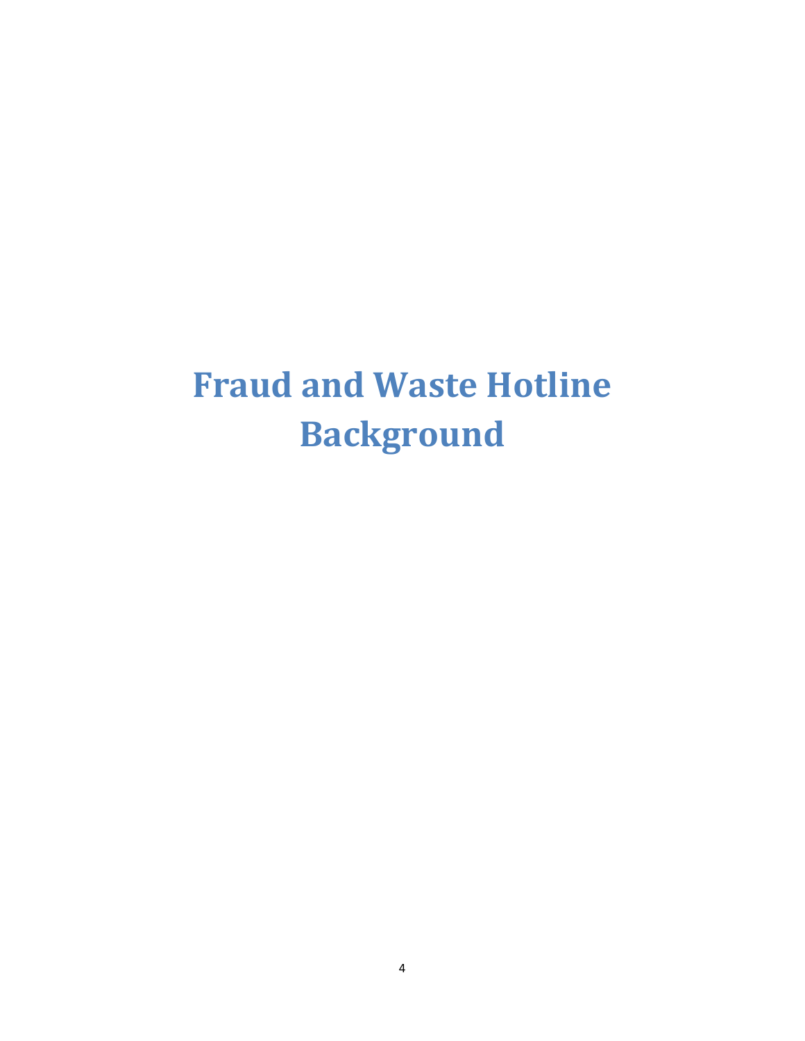# Fraud and Waste Hotline Background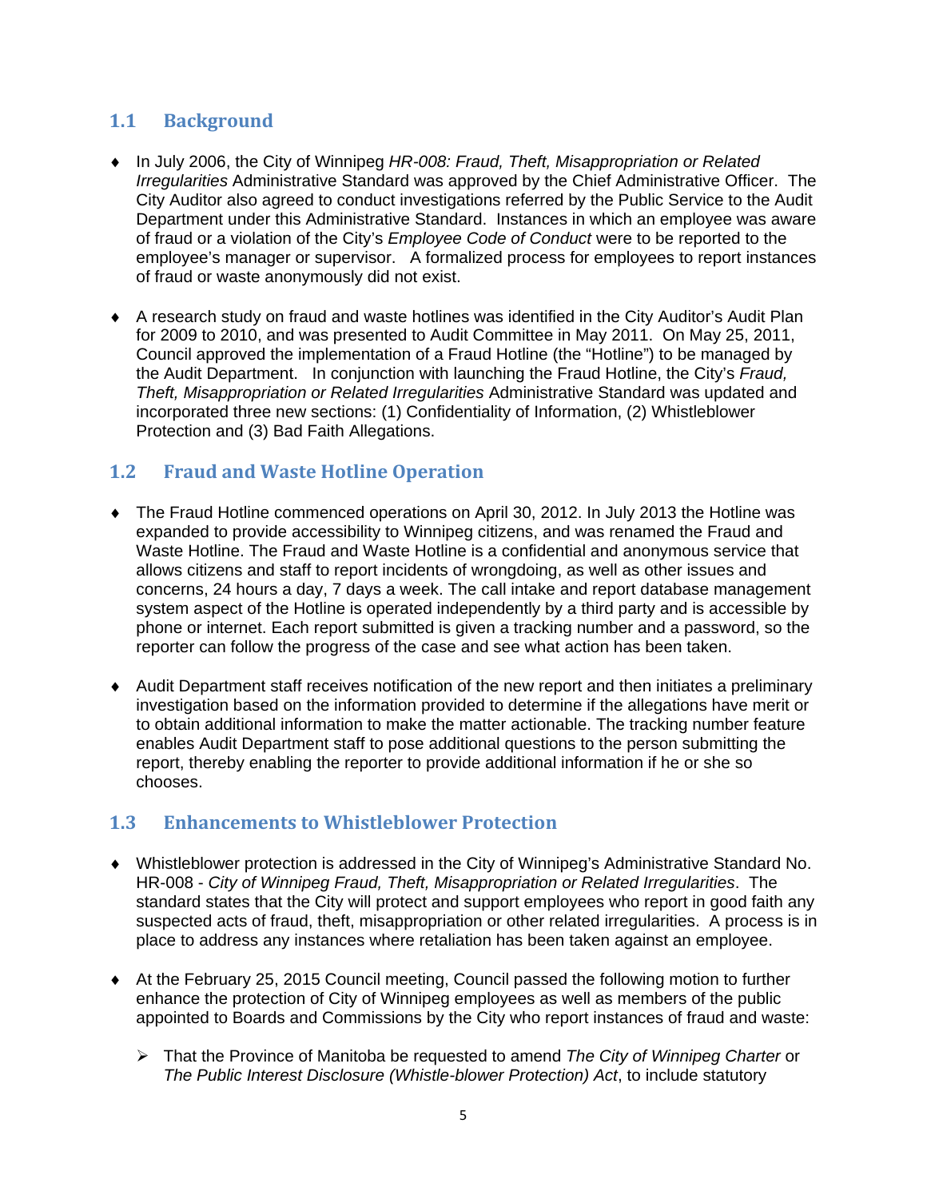## 1.1 Background

- In July 2006, the City of Winnipeg *HR-008: Fraud, Theft, Misappropriation or Related Irregularities* Administrative Standard was approved by the Chief Administrative Officer. The City Auditor also agreed to conduct investigations referred by the Public Service to the Audit Department under this Administrative Standard. Instances in which an employee was aware of fraud or a violation of the City's *Employee Code of Conduct* were to be reported to the employee's manager or supervisor. A formalized process for employees to report instances of fraud or waste anonymously did not exist.

- A research study on fraud and waste hotlines was identified in the City Auditor's Audit Plan for 2009 to 2010, and was presented to Audit Committee in May 2011. On May 25, 2011, Council approved the implementation of a Fraud Hotline (the "Hotline") to be managed by the Audit Department. In conjunction with launching the Fraud Hotline, the City's *Fraud, Theft, Misappropriation or Related Irregularities* Administrative Standard was updated and incorporated three new sections: (1) Confidentiality of Information, (2) Whistleblower Protection and (3) Bad Faith Allegations.

## 1.2 Fraud and Waste Hotline Operation

- The Fraud Hotline commenced operations on April 30, 2012. In July 2013 the Hotline was expanded to provide accessibility to Winnipeg citizens, and was renamed the Fraud and Waste Hotline. The Fraud and Waste Hotline is a confidential and anonymous service that allows citizens and staff to report incidents of wrongdoing, as well as other issues and concerns, 24 hours a day, 7 days a week. The call intake and report database management system aspect of the Hotline is operated independently by a third party and is accessible by phone or internet. Each report submitted is given a tracking number and a password, so the reporter can follow the progress of the case and see what action has been taken.

- Audit Department staff receives notification of the new report and then initiates a preliminary investigation based on the information provided to determine if the allegations have merit or to obtain additional information to make the matter actionable. The tracking number feature enables Audit Department staff to pose additional questions to the person submitting the report, thereby enabling the reporter to provide additional information if he or she so chooses.

## 1.3 Enhancements to Whistleblower Protection

- Whistleblower protection is addressed in the City of Winnipeg's Administrative Standard No. HR-008 - *City of Winnipeg Fraud, Theft, Misappropriation or Related Irregularities*. The standard states that the City will protect and support employees who report in good faith any suspected acts of fraud, theft, misappropriation or other related irregularities. A process is in place to address any instances where retaliation has been taken against an employee.

- At the February 25, 2015 Council meeting, Council passed the following motion to further enhance the protection of City of Winnipeg employees as well as members of the public appointed to Boards and Commissions by the City who report instances of fraud and waste:

  - That the Province of Manitoba be requested to amend *The City of Winnipeg Charter* or *The Public Interest Disclosure (Whistle-blower Protection) Act*, to include statutory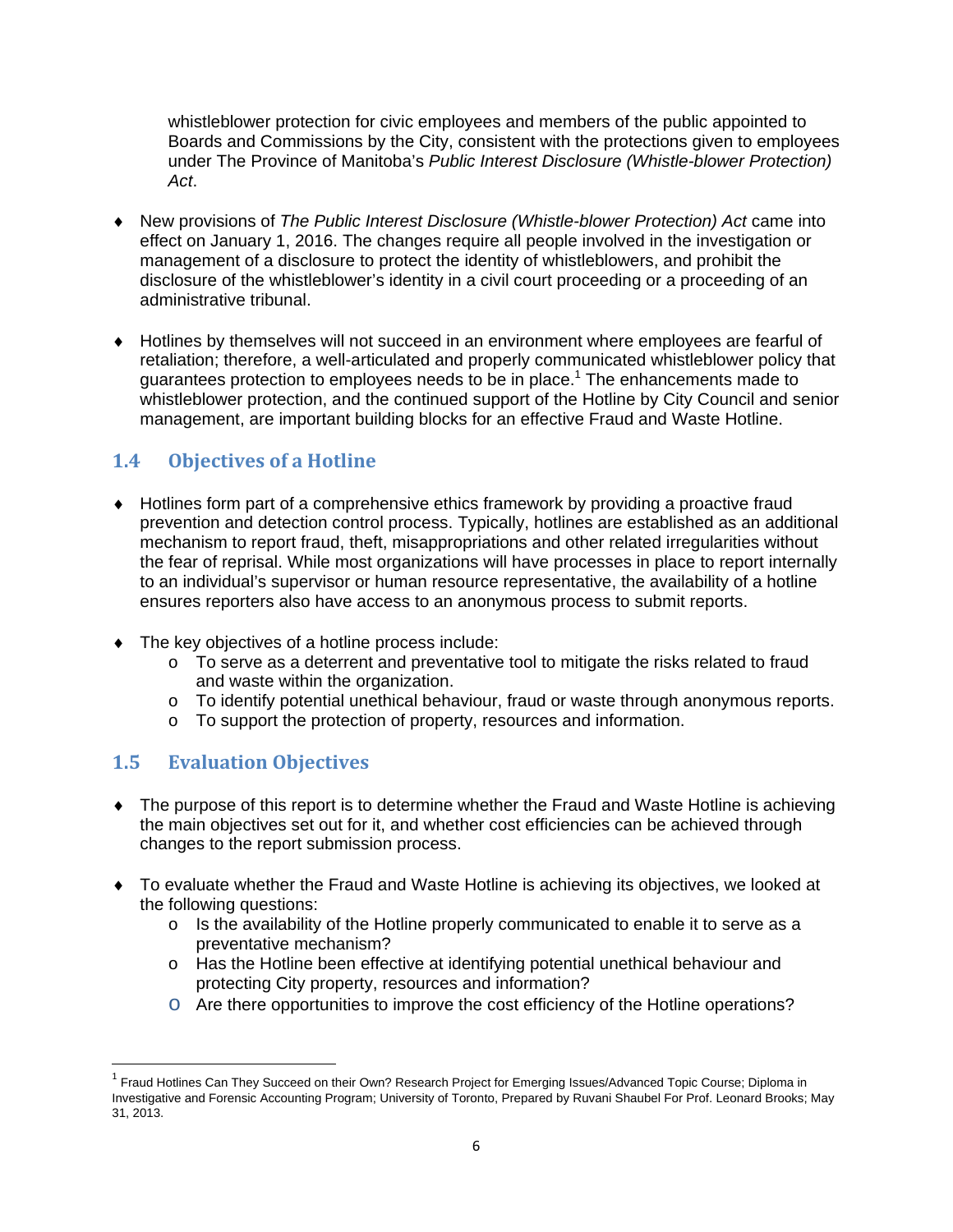whistleblower protection for civic employees and members of the public appointed to Boards and Commissions by the City, consistent with the protections given to employees under The Province of Manitoba's *Public Interest Disclosure (Whistle-blower Protection) Act*.

- New provisions of *The Public Interest Disclosure (Whistle-blower Protection) Act* came into effect on January 1, 2016. The changes require all people involved in the investigation or management of a disclosure to protect the identity of whistleblowers, and prohibit the disclosure of the whistleblower's identity in a civil court proceeding or a proceeding of an administrative tribunal.

- Hotlines by themselves will not succeed in an environment where employees are fearful of retaliation; therefore, a well-articulated and properly communicated whistleblower policy that guarantees protection to employees needs to be in place.[1] The enhancements made to whistleblower protection, and the continued support of the Hotline by City Council and senior management, are important building blocks for an effective Fraud and Waste Hotline.

## 1.4 Objectives of a Hotline

- Hotlines form part of a comprehensive ethics framework by providing a proactive fraud prevention and detection control process. Typically, hotlines are established as an additional mechanism to report fraud, theft, misappropriations and other related irregularities without the fear of reprisal. While most organizations will have processes in place to report internally to an individual's supervisor or human resource representative, the availability of a hotline ensures reporters also have access to an anonymous process to submit reports.

- The key objectives of a hotline process include:
  - To serve as a deterrent and preventative tool to mitigate the risks related to fraud and waste within the organization.
  - To identify potential unethical behaviour, fraud or waste through anonymous reports.
  - To support the protection of property, resources and information.

## 1.5 Evaluation Objectives

- The purpose of this report is to determine whether the Fraud and Waste Hotline is achieving the main objectives set out for it, and whether cost efficiencies can be achieved through changes to the report submission process.

- To evaluate whether the Fraud and Waste Hotline is achieving its objectives, we looked at the following questions:
  - Is the availability of the Hotline properly communicated to enable it to serve as a preventative mechanism?
  - Has the Hotline been effective at identifying potential unethical behaviour and protecting City property, resources and information?
  - Are there opportunities to improve the cost efficiency of the Hotline operations?

---

[1] Fraud Hotlines Can They Succeed on their Own? Research Project for Emerging Issues/Advanced Topic Course; Diploma in Investigative and Forensic Accounting Program; University of Toronto, Prepared by Ruvani Shaubel For Prof. Leonard Brooks; May 31, 2013.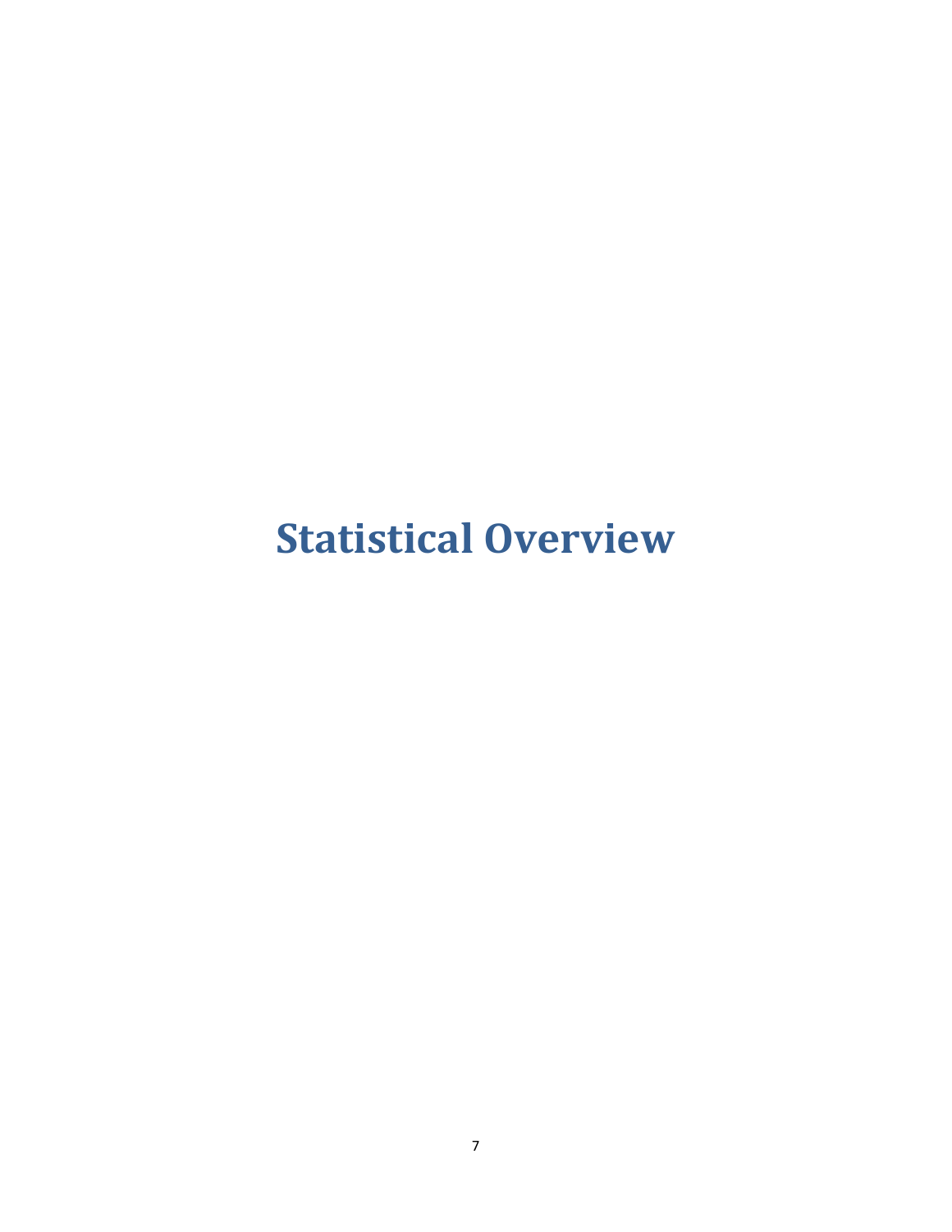# Statistical Overview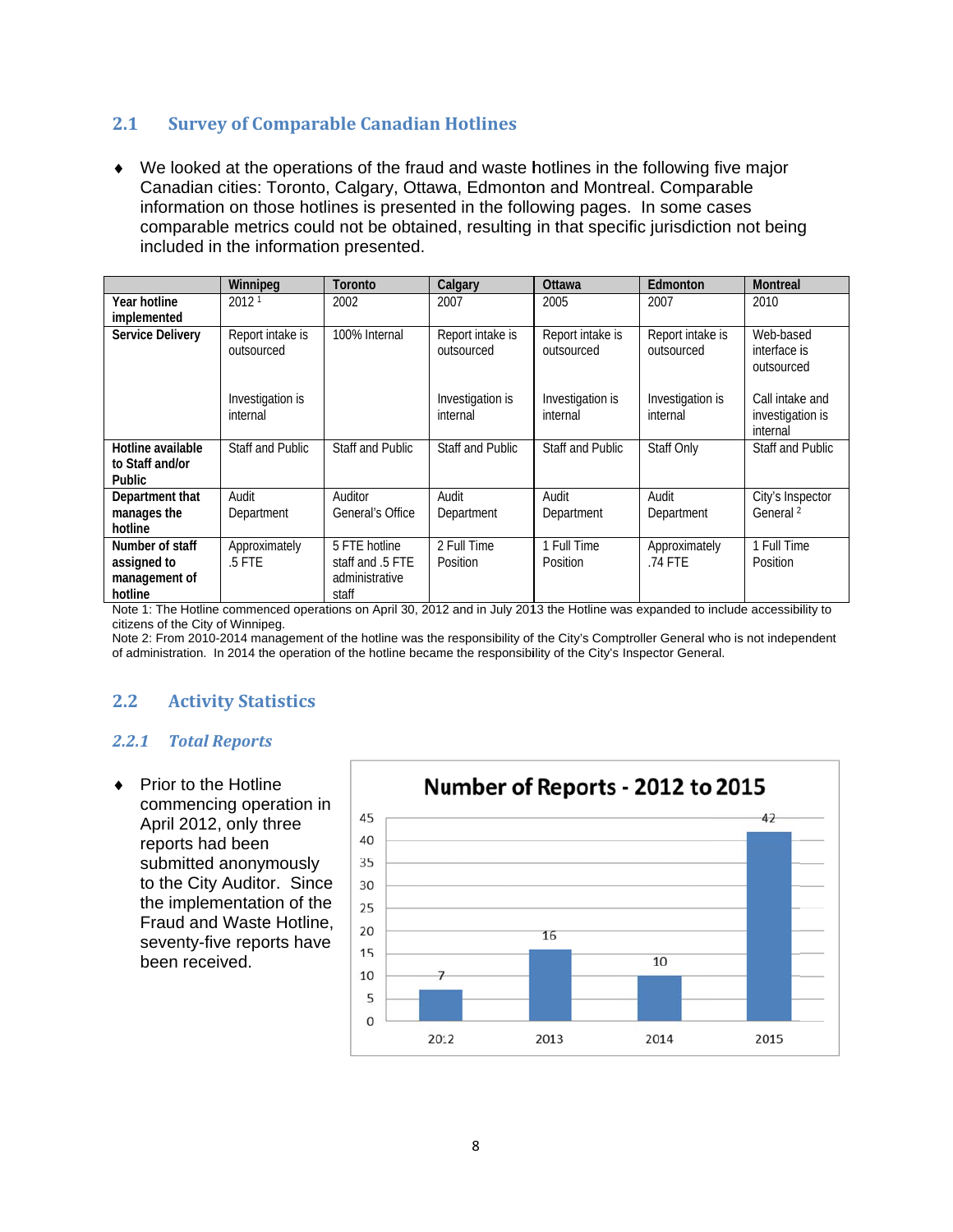## 2.1 Survey of Comparable Canadian Hotlines

- We looked at the operations of the fraud and waste hotlines in the following five major Canadian cities: Toronto, Calgary, Ottawa, Edmonton and Montreal. Comparable information on those hotlines is presented in the following pages. In some cases comparable metrics could not be obtained, resulting in that specific jurisdiction not being included in the information presented.

| | Winnipeg | Toronto | Calgary | Ottawa | Edmonton | Montreal |
|---|---|---|---|---|---|---|
| **Year hotline implemented** | 2012 [1] | 2002 | 2007 | 2005 | 2007 | 2010 |
| **Service Delivery** | Report intake is outsourced<br><br>Investigation is internal | 100% Internal | Report intake is outsourced<br><br>Investigation is internal | Report intake is outsourced<br><br>Investigation is internal | Report intake is outsourced<br><br>Investigation is internal | Web-based interface is outsourced<br><br>Call intake and investigation is internal |
| **Hotline available to Staff and/or Public** | Staff and Public | Staff and Public | Staff and Public | Staff and Public | Staff Only | Staff and Public |
| **Department that manages the hotline** | Audit Department | Auditor General's Office | Audit Department | Audit Department | Audit Department | City's Inspector General [2] |
| **Number of staff assigned to management of hotline** | Approximately .5 FTE | 5 FTE hotline staff and .5 FTE administrative staff | 2 Full Time Position | 1 Full Time Position | Approximately .74 FTE | 1 Full Time Position |

Note 1: The Hotline commenced operations on April 30, 2012 and in July 2013 the Hotline was expanded to include accessibility to citizens of the City of Winnipeg.
Note 2: From 2010-2014 management of the hotline was the responsibility of the City's Comptroller General who is not independent of administration. In 2014 the operation of the hotline became the responsibility of the City's Inspector General.

## 2.2 Activity Statistics

### *2.2.1 Total Reports*

- Prior to the Hotline commencing operation in April 2012, only three reports had been submitted anonymously to the City Auditor. Since the implementation of the Fraud and Waste Hotline, seventy-five reports have been received.

**Number of Reports - 2012 to 2015**

| Year | Number of Reports |
|---|---|
| 2012 | 7 |
| 2013 | 16 |
| 2014 | 10 |
| 2015 | 42 |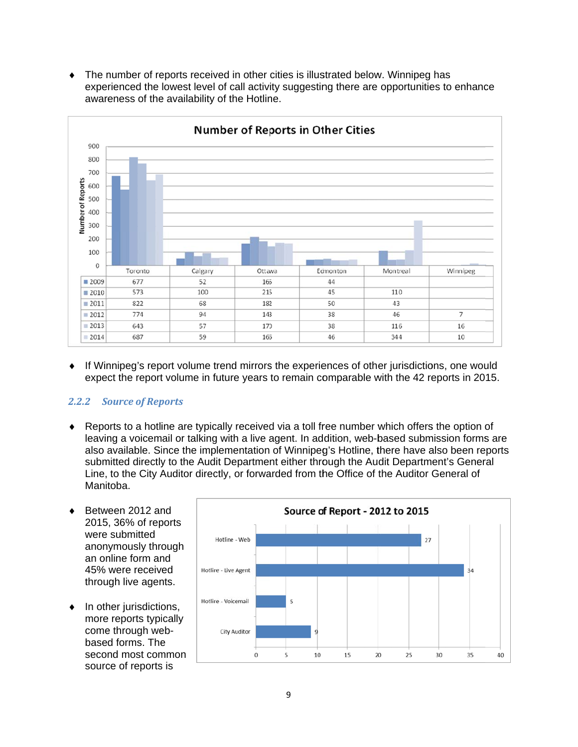- The number of reports received in other cities is illustrated below. Winnipeg has experienced the lowest level of call activity suggesting there are opportunities to enhance awareness of the availability of the Hotline.

**Number of Reports in Other Cities**

| | Toronto | Calgary | Ottawa | Edmonton | Montreal | Winnipeg |
|---|---|---|---|---|---|---|
| 2009 | 677 | 52 | 165 | 44 | | |
| 2010 | 573 | 100 | 215 | 45 | 110 | |
| 2011 | 822 | 68 | 182 | 50 | 43 | |
| 2012 | 774 | 94 | 143 | 38 | 46 | 7 |
| 2013 | 643 | 57 | 170 | 38 | 116 | 16 |
| 2014 | 687 | 59 | 165 | 46 | 344 | 10 |

- If Winnipeg's report volume trend mirrors the experiences of other jurisdictions, one would expect the report volume in future years to remain comparable with the 42 reports in 2015.

### 2.2.2 *Source of Reports*

- Reports to a hotline are typically received via a toll free number which offers the option of leaving a voicemail or talking with a live agent. In addition, web-based submission forms are also available. Since the implementation of Winnipeg's Hotline, there have also been reports submitted directly to the Audit Department either through the Audit Department's General Line, to the City Auditor directly, or forwarded from the Office of the Auditor General of Manitoba.

- Between 2012 and 2015, 36% of reports were submitted anonymously through an online form and 45% were received through live agents.

- In other jurisdictions, more reports typically come through web-based forms. The second most common source of reports is

**Source of Report - 2012 to 2015**

| Source | Number of Reports |
|---|---|
| Hotline - Web | 27 |
| Hotline - Live Agent | 34 |
| Hotline - Voicemail | 5 |
| City Auditor | 9 |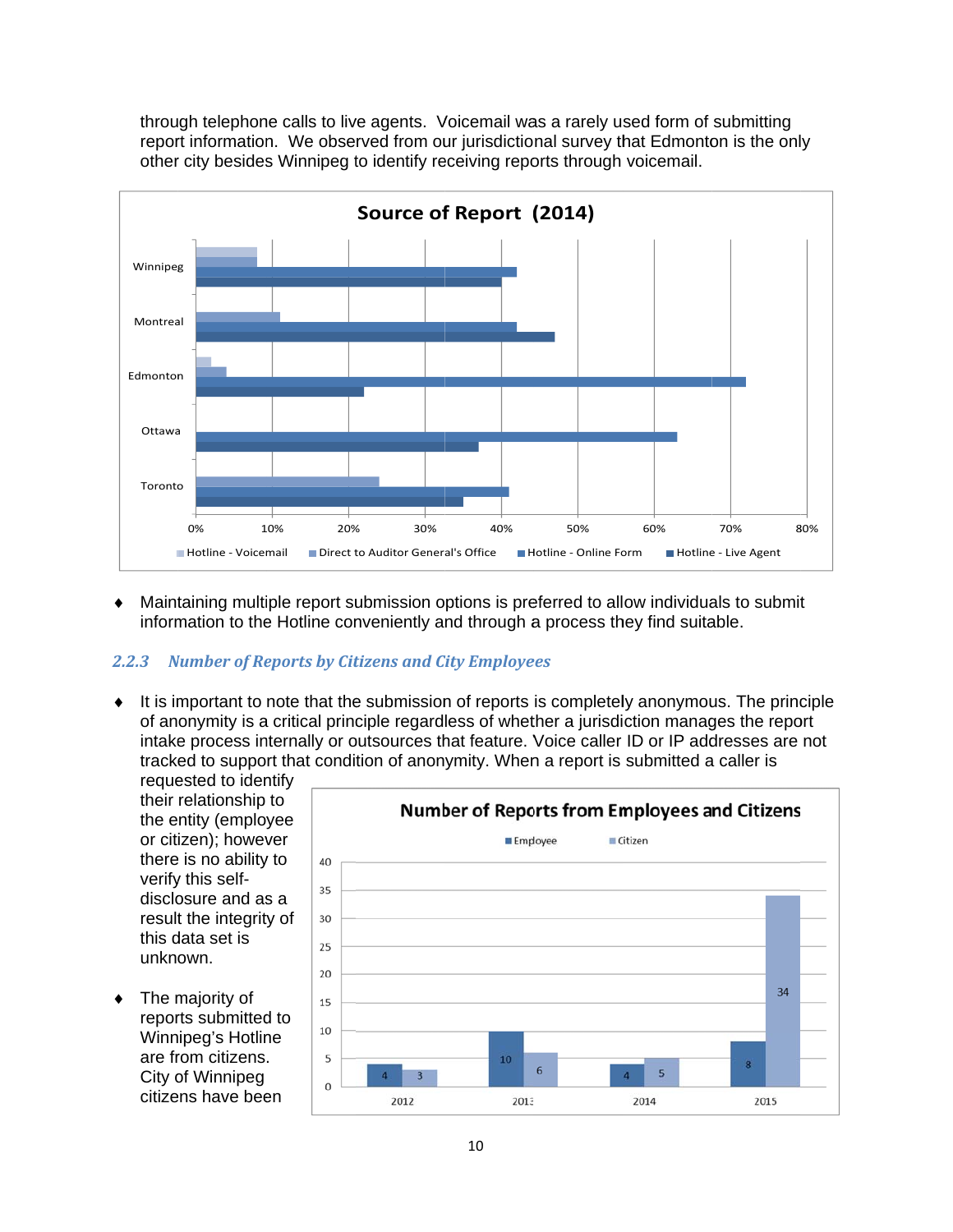through telephone calls to live agents. Voicemail was a rarely used form of submitting report information. We observed from our jurisdictional survey that Edmonton is the only other city besides Winnipeg to identify receiving reports through voicemail.

- Maintaining multiple report submission options is preferred to allow individuals to submit information to the Hotline conveniently and through a process they find suitable.

### 2.2.3 Number of Reports by Citizens and City Employees

- It is important to note that the submission of reports is completely anonymous. The principle of anonymity is a critical principle regardless of whether a jurisdiction manages the report intake process internally or outsources that feature. Voice caller ID or IP addresses are not tracked to support that condition of anonymity. When a report is submitted a caller is requested to identify their relationship to the entity (employee or citizen); however there is no ability to verify this self-disclosure and as a result the integrity of this data set is unknown.

- The majority of reports submitted to Winnipeg's Hotline are from citizens. City of Winnipeg citizens have been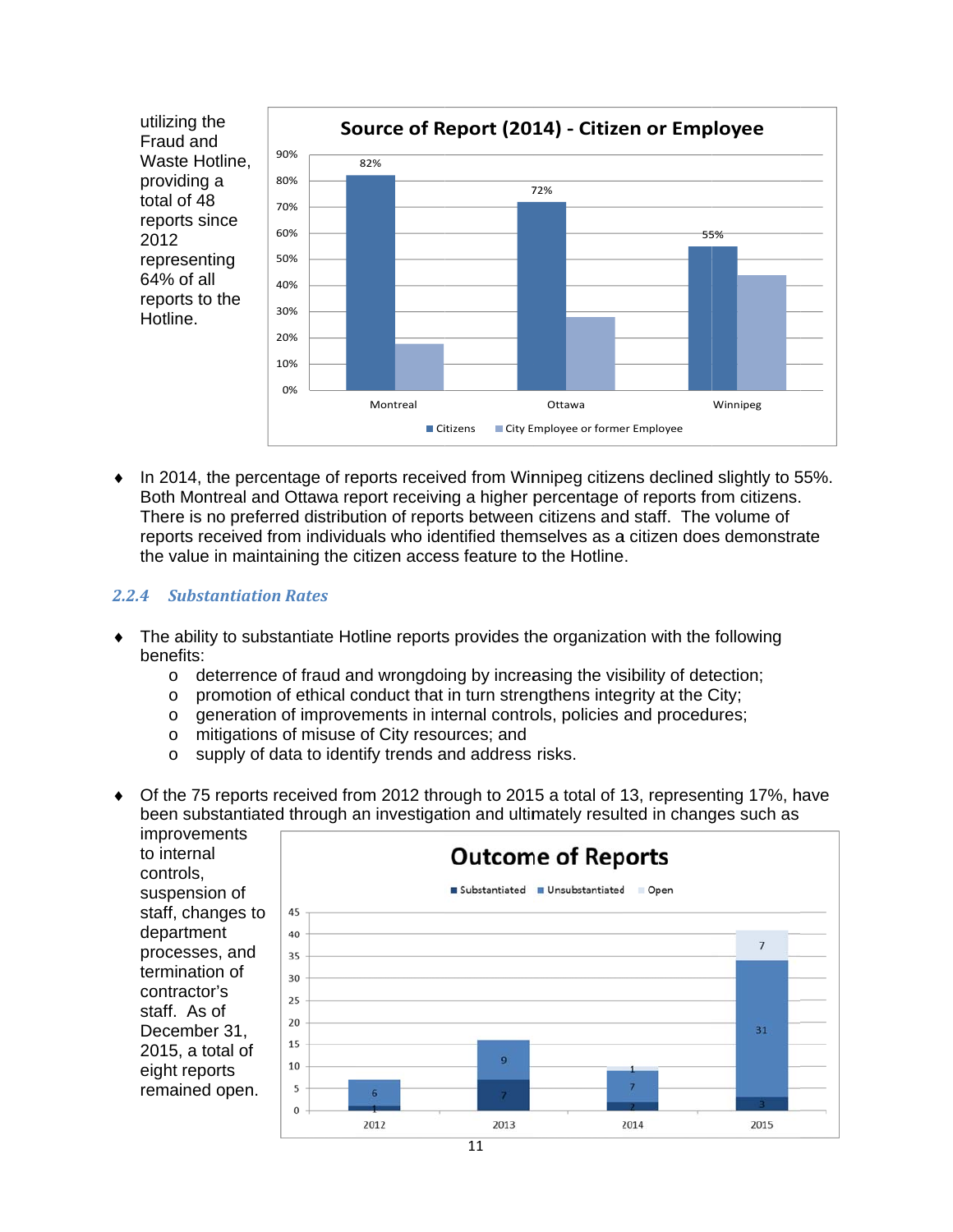utilizing the Fraud and Waste Hotline, providing a total of 48 reports since 2012 representing 64% of all reports to the Hotline.

**Source of Report (2014) - Citizen or Employee**

| | Citizens | City Employee or former Employee |
|---|---|---|
| Montreal | 82% | |
| Ottawa | 72% | |
| Winnipeg | 55% | |

- In 2014, the percentage of reports received from Winnipeg citizens declined slightly to 55%. Both Montreal and Ottawa report receiving a higher percentage of reports from citizens. There is no preferred distribution of reports between citizens and staff. The volume of reports received from individuals who identified themselves as a citizen does demonstrate the value in maintaining the citizen access feature to the Hotline.

### *2.2.4 Substantiation Rates*

- The ability to substantiate Hotline reports provides the organization with the following benefits:
  - deterrence of fraud and wrongdoing by increasing the visibility of detection;
  - promotion of ethical conduct that in turn strengthens integrity at the City;
  - generation of improvements in internal controls, policies and procedures;
  - mitigations of misuse of City resources; and
  - supply of data to identify trends and address risks.

- Of the 75 reports received from 2012 through to 2015 a total of 13, representing 17%, have been substantiated through an investigation and ultimately resulted in changes such as improvements to internal controls, suspension of staff, changes to department processes, and termination of contractor's staff. As of December 31, 2015, a total of eight reports remained open.

**Outcome of Reports**

| | Substantiated | Unsubstantiated | Open |
|---|---|---|---|
| 2012 | 1 | 6 | |
| 2013 | 7 | 9 | |
| 2014 | 2 | 7 | 1 |
| 2015 | 3 | 31 | 7 |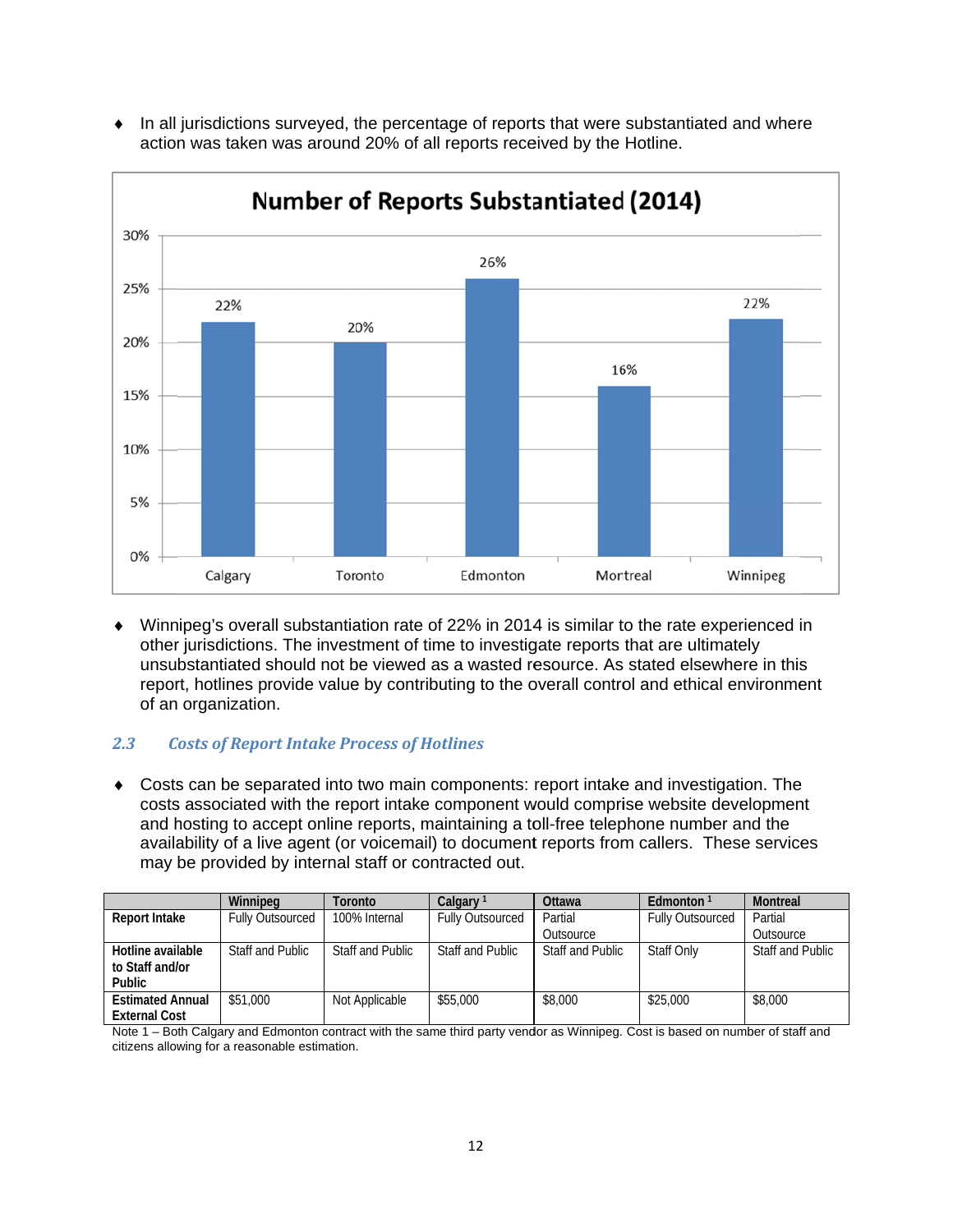- In all jurisdictions surveyed, the percentage of reports that were substantiated and where action was taken was around 20% of all reports received by the Hotline.

**Number of Reports Substantiated (2014)**

| City | Percentage |
|---|---|
| Calgary | 22% |
| Toronto | 20% |
| Edmonton | 26% |
| Mortreal | 16% |
| Winnipeg | 22% |

- Winnipeg's overall substantiation rate of 22% in 2014 is similar to the rate experienced in other jurisdictions. The investment of time to investigate reports that are ultimately unsubstantiated should not be viewed as a wasted resource. As stated elsewhere in this report, hotlines provide value by contributing to the overall control and ethical environment of an organization.

### *2.3 Costs of Report Intake Process of Hotlines*

- Costs can be separated into two main components: report intake and investigation. The costs associated with the report intake component would comprise website development and hosting to accept online reports, maintaining a toll-free telephone number and the availability of a live agent (or voicemail) to document reports from callers. These services may be provided by internal staff or contracted out.

| | **Winnipeg** | **Toronto** | **Calgary** [1] | **Ottawa** | **Edmonton** [1] | **Montreal** |
|---|---|---|---|---|---|---|
| **Report Intake** | Fully Outsourced | 100% Internal | Fully Outsourced | Partial Outsource | Fully Outsourced | Partial Outsource |
| **Hotline available to Staff and/or Public** | Staff and Public | Staff and Public | Staff and Public | Staff and Public | Staff Only | Staff and Public |
| **Estimated Annual External Cost** | $51,000 | Not Applicable | $55,000 | $8,000 | $25,000 | $8,000 |

Note 1 – Both Calgary and Edmonton contract with the same third party vendor as Winnipeg. Cost is based on number of staff and citizens allowing for a reasonable estimation.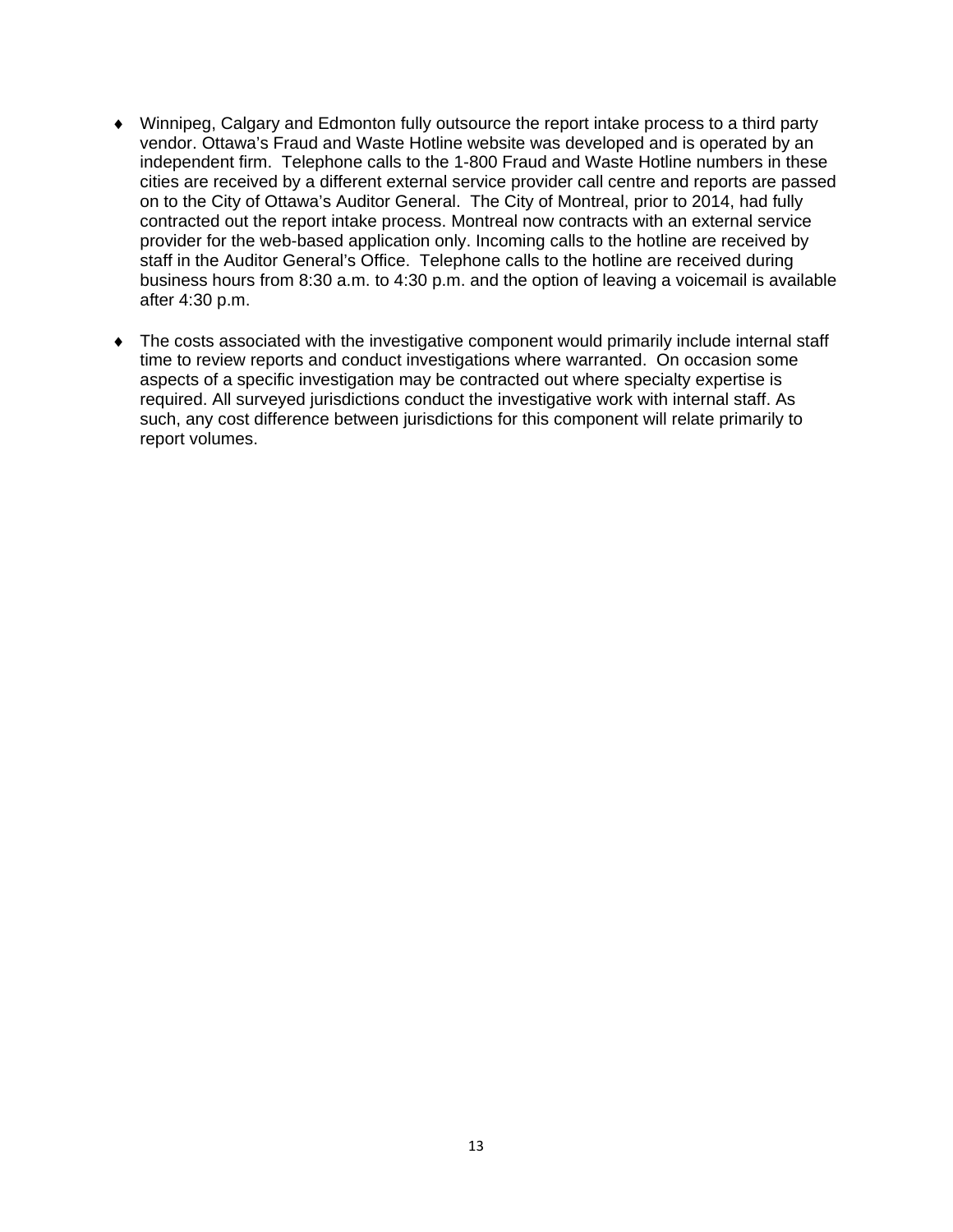- Winnipeg, Calgary and Edmonton fully outsource the report intake process to a third party vendor. Ottawa's Fraud and Waste Hotline website was developed and is operated by an independent firm. Telephone calls to the 1-800 Fraud and Waste Hotline numbers in these cities are received by a different external service provider call centre and reports are passed on to the City of Ottawa's Auditor General. The City of Montreal, prior to 2014, had fully contracted out the report intake process. Montreal now contracts with an external service provider for the web-based application only. Incoming calls to the hotline are received by staff in the Auditor General's Office. Telephone calls to the hotline are received during business hours from 8:30 a.m. to 4:30 p.m. and the option of leaving a voicemail is available after 4:30 p.m.

- The costs associated with the investigative component would primarily include internal staff time to review reports and conduct investigations where warranted. On occasion some aspects of a specific investigation may be contracted out where specialty expertise is required. All surveyed jurisdictions conduct the investigative work with internal staff. As such, any cost difference between jurisdictions for this component will relate primarily to report volumes.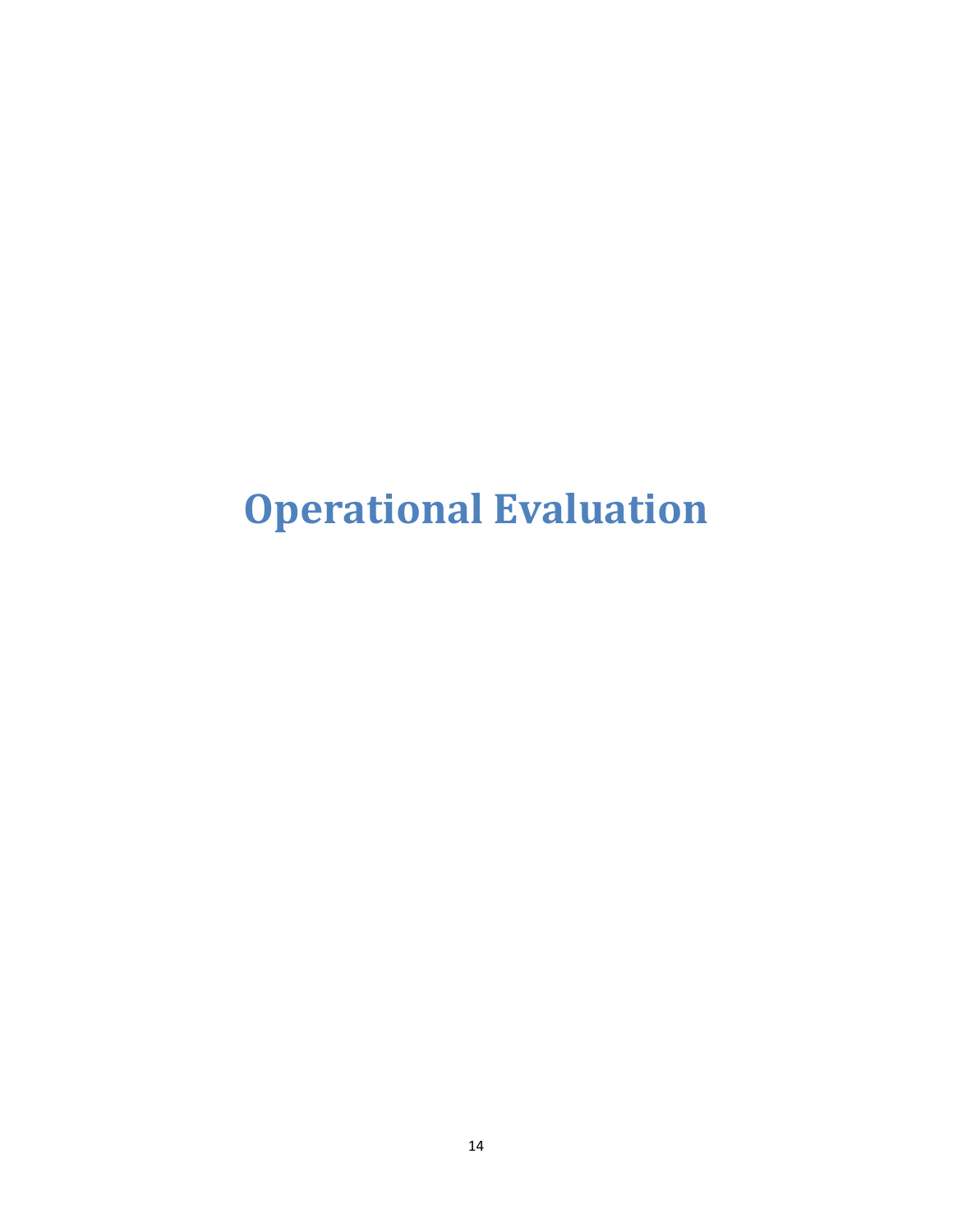# Operational Evaluation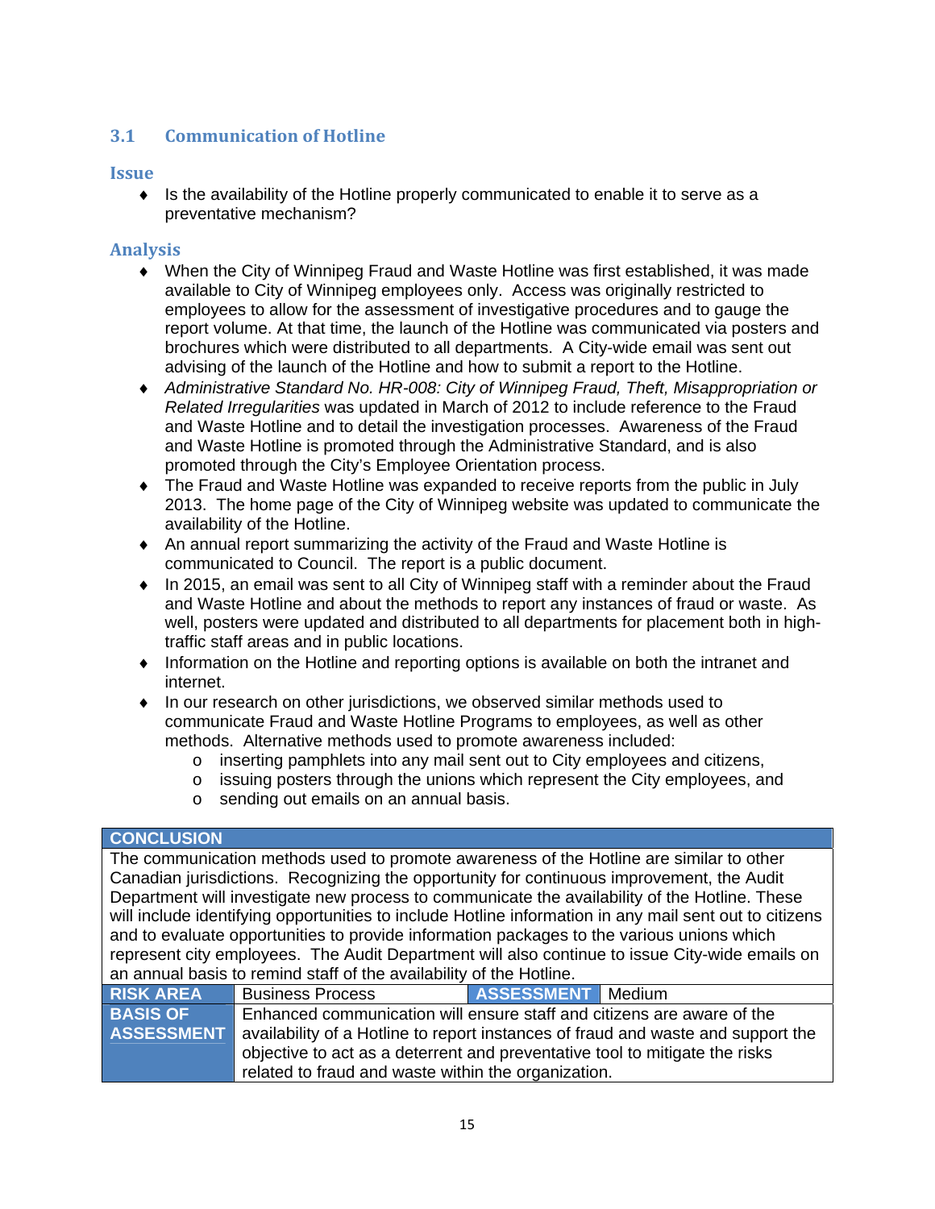## 3.1 Communication of Hotline

### Issue

- Is the availability of the Hotline properly communicated to enable it to serve as a preventative mechanism?

### Analysis

- When the City of Winnipeg Fraud and Waste Hotline was first established, it was made available to City of Winnipeg employees only. Access was originally restricted to employees to allow for the assessment of investigative procedures and to gauge the report volume. At that time, the launch of the Hotline was communicated via posters and brochures which were distributed to all departments. A City-wide email was sent out advising of the launch of the Hotline and how to submit a report to the Hotline.
- *Administrative Standard No. HR-008: City of Winnipeg Fraud, Theft, Misappropriation or Related Irregularities* was updated in March of 2012 to include reference to the Fraud and Waste Hotline and to detail the investigation processes. Awareness of the Fraud and Waste Hotline is promoted through the Administrative Standard, and is also promoted through the City's Employee Orientation process.
- The Fraud and Waste Hotline was expanded to receive reports from the public in July 2013. The home page of the City of Winnipeg website was updated to communicate the availability of the Hotline.
- An annual report summarizing the activity of the Fraud and Waste Hotline is communicated to Council. The report is a public document.
- In 2015, an email was sent to all City of Winnipeg staff with a reminder about the Fraud and Waste Hotline and about the methods to report any instances of fraud or waste. As well, posters were updated and distributed to all departments for placement both in high-traffic staff areas and in public locations.
- Information on the Hotline and reporting options is available on both the intranet and internet.
- In our research on other jurisdictions, we observed similar methods used to communicate Fraud and Waste Hotline Programs to employees, as well as other methods. Alternative methods used to promote awareness included:
  - inserting pamphlets into any mail sent out to City employees and citizens,
  - issuing posters through the unions which represent the City employees, and
  - sending out emails on an annual basis.

| **CONCLUSION** | | | |
|---|---|---|---|
| The communication methods used to promote awareness of the Hotline are similar to other Canadian jurisdictions. Recognizing the opportunity for continuous improvement, the Audit Department will investigate new process to communicate the availability of the Hotline. These will include identifying opportunities to include Hotline information in any mail sent out to citizens and to evaluate opportunities to provide information packages to the various unions which represent city employees. The Audit Department will also continue to issue City-wide emails on an annual basis to remind staff of the availability of the Hotline. | | | |
| **RISK AREA** | Business Process | **ASSESSMENT** | Medium |
| **BASIS OF ASSESSMENT** | Enhanced communication will ensure staff and citizens are aware of the availability of a Hotline to report instances of fraud and waste and support the objective to act as a deterrent and preventative tool to mitigate the risks related to fraud and waste within the organization. | | |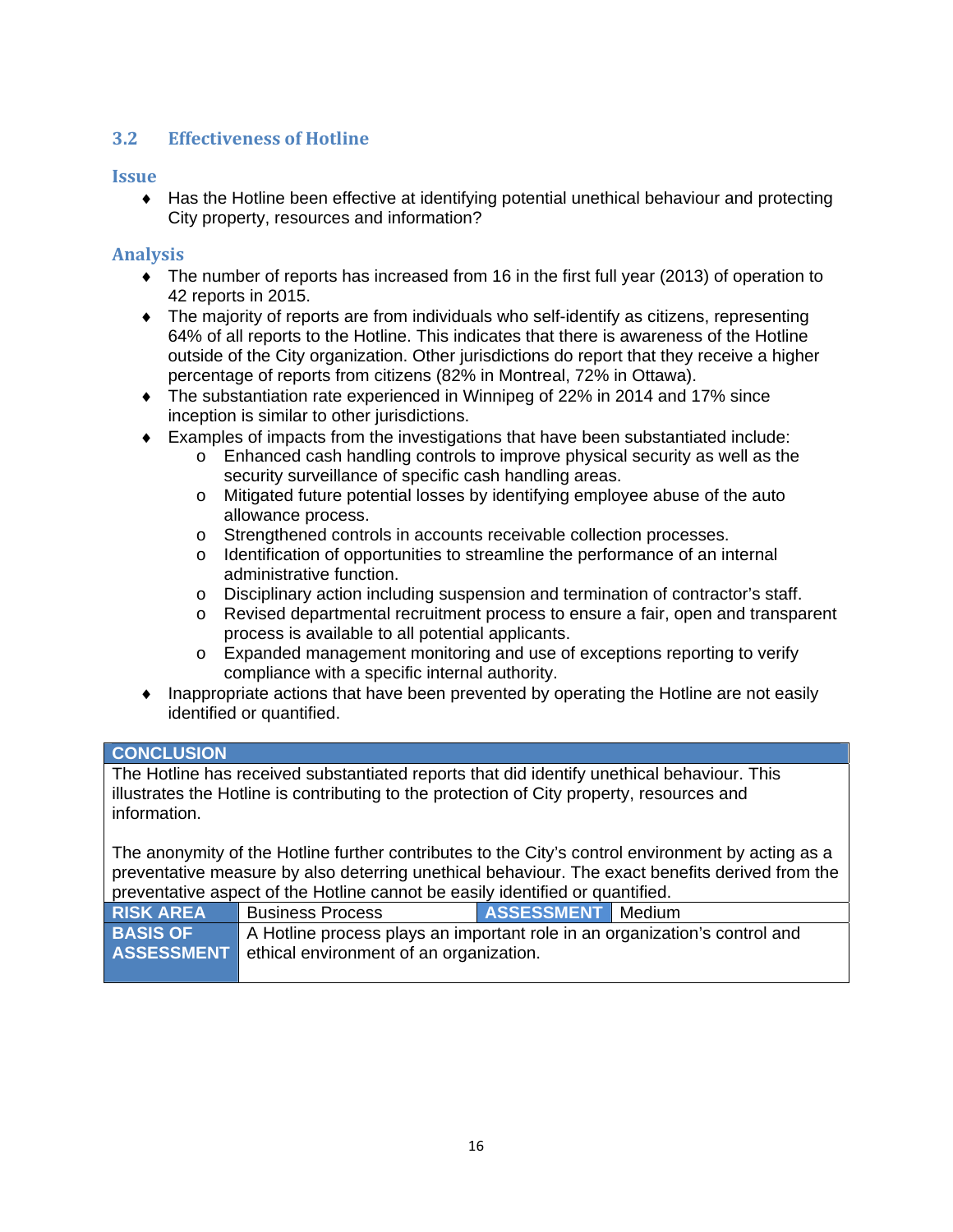## 3.2 Effectiveness of Hotline

### Issue

- Has the Hotline been effective at identifying potential unethical behaviour and protecting City property, resources and information?

### Analysis

- The number of reports has increased from 16 in the first full year (2013) of operation to 42 reports in 2015.
- The majority of reports are from individuals who self-identify as citizens, representing 64% of all reports to the Hotline. This indicates that there is awareness of the Hotline outside of the City organization. Other jurisdictions do report that they receive a higher percentage of reports from citizens (82% in Montreal, 72% in Ottawa).
- The substantiation rate experienced in Winnipeg of 22% in 2014 and 17% since inception is similar to other jurisdictions.
- Examples of impacts from the investigations that have been substantiated include:
  - Enhanced cash handling controls to improve physical security as well as the security surveillance of specific cash handling areas.
  - Mitigated future potential losses by identifying employee abuse of the auto allowance process.
  - Strengthened controls in accounts receivable collection processes.
  - Identification of opportunities to streamline the performance of an internal administrative function.
  - Disciplinary action including suspension and termination of contractor's staff.
  - Revised departmental recruitment process to ensure a fair, open and transparent process is available to all potential applicants.
  - Expanded management monitoring and use of exceptions reporting to verify compliance with a specific internal authority.
- Inappropriate actions that have been prevented by operating the Hotline are not easily identified or quantified.

| **CONCLUSION** | | | |
|---|---|---|---|
| The Hotline has received substantiated reports that did identify unethical behaviour. This illustrates the Hotline is contributing to the protection of City property, resources and information.<br><br>The anonymity of the Hotline further contributes to the City's control environment by acting as a preventative measure by also deterring unethical behaviour. The exact benefits derived from the preventative aspect of the Hotline cannot be easily identified or quantified. | | | |
| **RISK AREA** | Business Process | **ASSESSMENT** | Medium |
| **BASIS OF ASSESSMENT** | A Hotline process plays an important role in an organization's control and ethical environment of an organization. | | |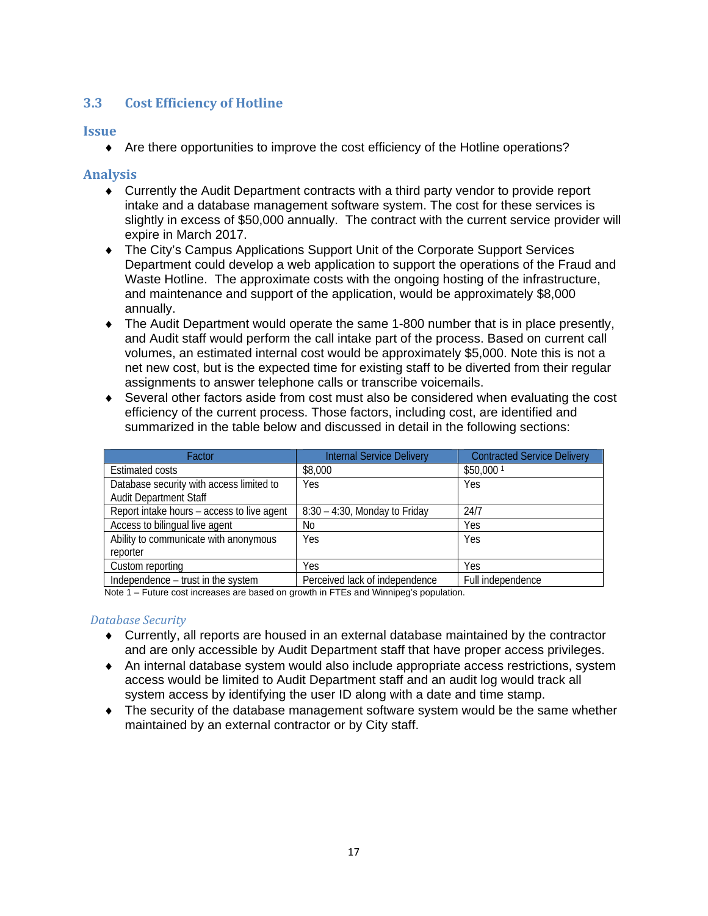## 3.3 Cost Efficiency of Hotline

### Issue

- Are there opportunities to improve the cost efficiency of the Hotline operations?

### Analysis

- Currently the Audit Department contracts with a third party vendor to provide report intake and a database management software system. The cost for these services is slightly in excess of $50,000 annually. The contract with the current service provider will expire in March 2017.
- The City's Campus Applications Support Unit of the Corporate Support Services Department could develop a web application to support the operations of the Fraud and Waste Hotline. The approximate costs with the ongoing hosting of the infrastructure, and maintenance and support of the application, would be approximately $8,000 annually.
- The Audit Department would operate the same 1-800 number that is in place presently, and Audit staff would perform the call intake part of the process. Based on current call volumes, an estimated internal cost would be approximately $5,000. Note this is not a net new cost, but is the expected time for existing staff to be diverted from their regular assignments to answer telephone calls or transcribe voicemails.
- Several other factors aside from cost must also be considered when evaluating the cost efficiency of the current process. Those factors, including cost, are identified and summarized in the table below and discussed in detail in the following sections:

| Factor | Internal Service Delivery | Contracted Service Delivery |
|---|---|---|
| Estimated costs | $8,000 | $50,000 [1] |
| Database security with access limited to Audit Department Staff | Yes | Yes |
| Report intake hours – access to live agent | 8:30 – 4:30, Monday to Friday | 24/7 |
| Access to bilingual live agent | No | Yes |
| Ability to communicate with anonymous reporter | Yes | Yes |
| Custom reporting | Yes | Yes |
| Independence – trust in the system | Perceived lack of independence | Full independence |

Note 1 – Future cost increases are based on growth in FTEs and Winnipeg's population.

#### *Database Security*

- Currently, all reports are housed in an external database maintained by the contractor and are only accessible by Audit Department staff that have proper access privileges.
- An internal database system would also include appropriate access restrictions, system access would be limited to Audit Department staff and an audit log would track all system access by identifying the user ID along with a date and time stamp.
- The security of the database management software system would be the same whether maintained by an external contractor or by City staff.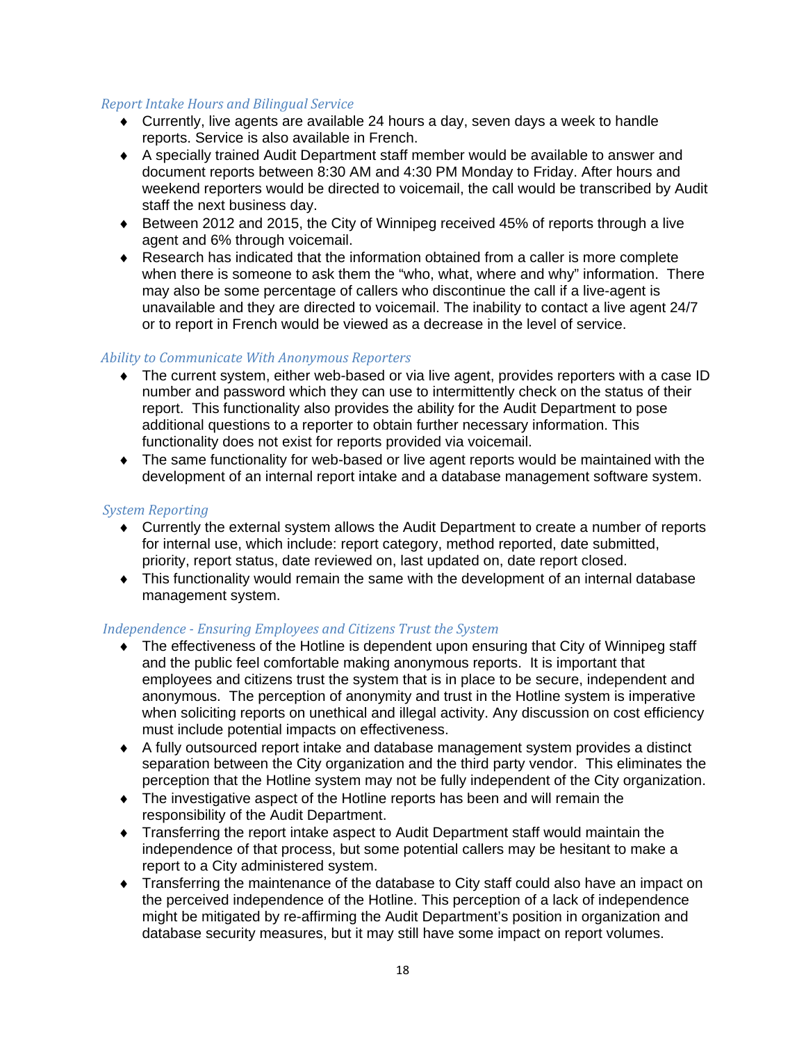*Report Intake Hours and Bilingual Service*

- Currently, live agents are available 24 hours a day, seven days a week to handle reports. Service is also available in French.
- A specially trained Audit Department staff member would be available to answer and document reports between 8:30 AM and 4:30 PM Monday to Friday. After hours and weekend reporters would be directed to voicemail, the call would be transcribed by Audit staff the next business day.
- Between 2012 and 2015, the City of Winnipeg received 45% of reports through a live agent and 6% through voicemail.
- Research has indicated that the information obtained from a caller is more complete when there is someone to ask them the "who, what, where and why" information. There may also be some percentage of callers who discontinue the call if a live-agent is unavailable and they are directed to voicemail. The inability to contact a live agent 24/7 or to report in French would be viewed as a decrease in the level of service.

*Ability to Communicate With Anonymous Reporters*

- The current system, either web-based or via live agent, provides reporters with a case ID number and password which they can use to intermittently check on the status of their report. This functionality also provides the ability for the Audit Department to pose additional questions to a reporter to obtain further necessary information. This functionality does not exist for reports provided via voicemail.
- The same functionality for web-based or live agent reports would be maintained with the development of an internal report intake and a database management software system.

*System Reporting*

- Currently the external system allows the Audit Department to create a number of reports for internal use, which include: report category, method reported, date submitted, priority, report status, date reviewed on, last updated on, date report closed.
- This functionality would remain the same with the development of an internal database management system.

*Independence - Ensuring Employees and Citizens Trust the System*

- The effectiveness of the Hotline is dependent upon ensuring that City of Winnipeg staff and the public feel comfortable making anonymous reports. It is important that employees and citizens trust the system that is in place to be secure, independent and anonymous. The perception of anonymity and trust in the Hotline system is imperative when soliciting reports on unethical and illegal activity. Any discussion on cost efficiency must include potential impacts on effectiveness.
- A fully outsourced report intake and database management system provides a distinct separation between the City organization and the third party vendor. This eliminates the perception that the Hotline system may not be fully independent of the City organization.
- The investigative aspect of the Hotline reports has been and will remain the responsibility of the Audit Department.
- Transferring the report intake aspect to Audit Department staff would maintain the independence of that process, but some potential callers may be hesitant to make a report to a City administered system.
- Transferring the maintenance of the database to City staff could also have an impact on the perceived independence of the Hotline. This perception of a lack of independence might be mitigated by re-affirming the Audit Department's position in organization and database security measures, but it may still have some impact on report volumes.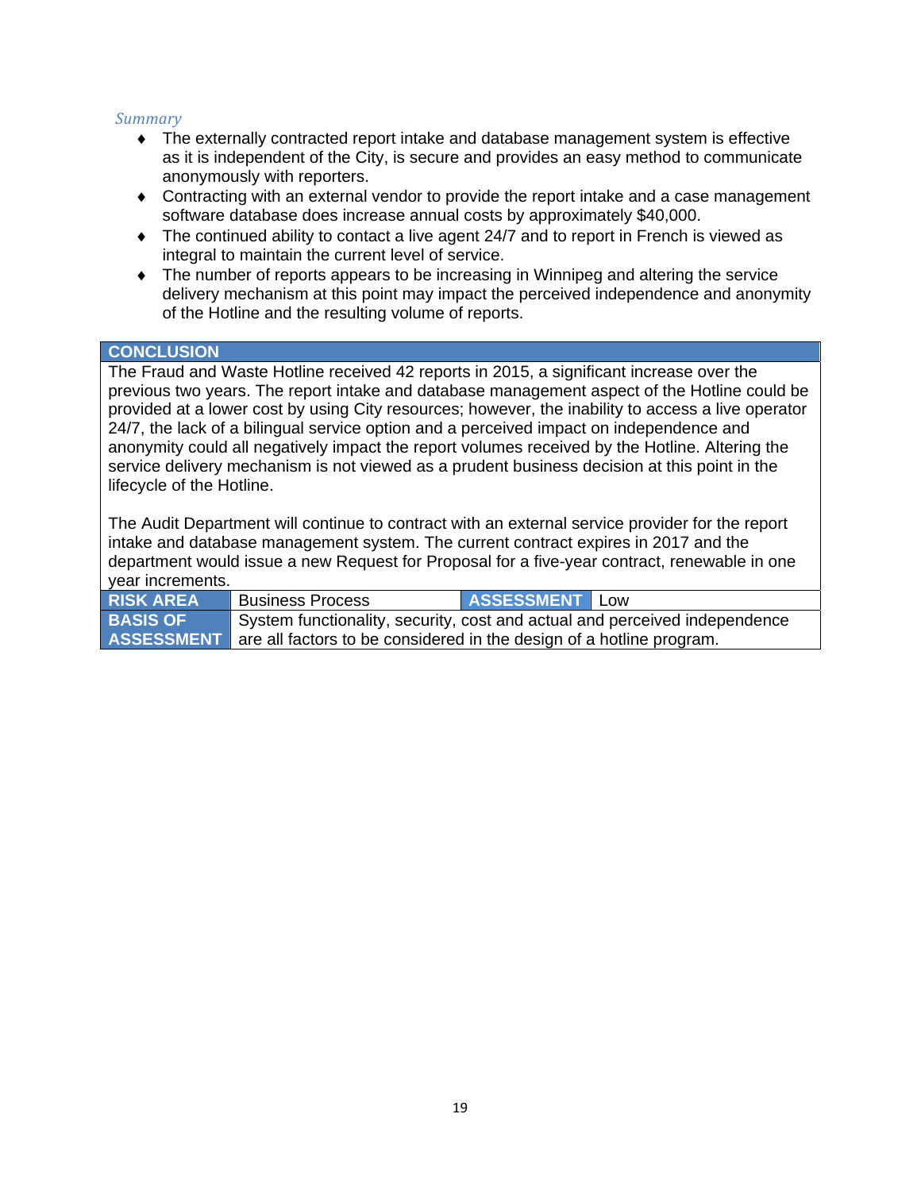*Summary*

- The externally contracted report intake and database management system is effective as it is independent of the City, is secure and provides an easy method to communicate anonymously with reporters.
- Contracting with an external vendor to provide the report intake and a case management software database does increase annual costs by approximately $40,000.
- The continued ability to contact a live agent 24/7 and to report in French is viewed as integral to maintain the current level of service.
- The number of reports appears to be increasing in Winnipeg and altering the service delivery mechanism at this point may impact the perceived independence and anonymity of the Hotline and the resulting volume of reports.

| **CONCLUSION** | | | |
|---|---|---|---|
| The Fraud and Waste Hotline received 42 reports in 2015, a significant increase over the previous two years. The report intake and database management aspect of the Hotline could be provided at a lower cost by using City resources; however, the inability to access a live operator 24/7, the lack of a bilingual service option and a perceived impact on independence and anonymity could all negatively impact the report volumes received by the Hotline. Altering the service delivery mechanism is not viewed as a prudent business decision at this point in the lifecycle of the Hotline.<br><br>The Audit Department will continue to contract with an external service provider for the report intake and database management system. The current contract expires in 2017 and the department would issue a new Request for Proposal for a five-year contract, renewable in one year increments. | | | |
| **RISK AREA** | Business Process | **ASSESSMENT** | Low |
| **BASIS OF ASSESSMENT** | System functionality, security, cost and actual and perceived independence are all factors to be considered in the design of a hotline program. | | |